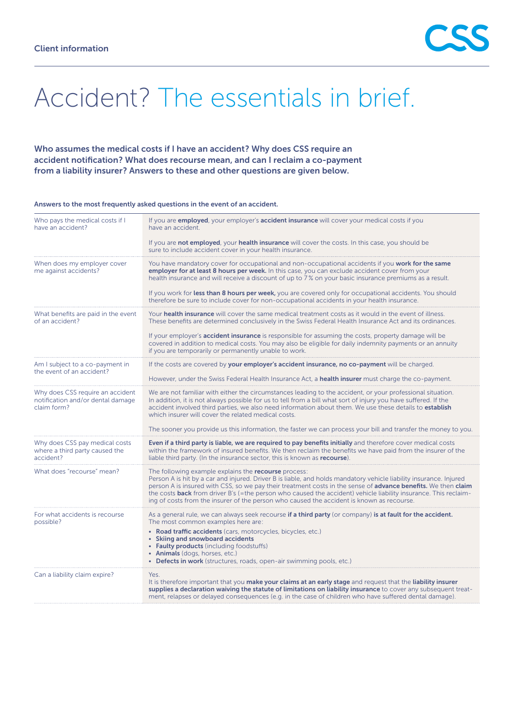Client information

# Accident? The essentials in brief.

**Who assumes the medical costs if I have an accident? Why does CSS require an accident notification? What does recourse mean, and can I reclaim a co-payment from a liability insurer? Answers to these and other questions are given below.**

**Answers to the most frequently asked questions in the event of an accident.**

| | |
|---|---|
| Who pays the medical costs if I have an accident? | If you are **employed**, your employer's **accident insurance** will cover your medical costs if you have an accident.<br><br>If you are **not employed**, your **health insurance** will cover the costs. In this case, you should be sure to include accident cover in your health insurance. |
| When does my employer cover me against accidents? | You have mandatory cover for occupational and non-occupational accidents if you **work for the same employer for at least 8 hours per week.** In this case, you can exclude accident cover from your health insurance and will receive a discount of up to 7% on your basic insurance premiums as a result.<br><br>If you work for **less than 8 hours per week,** you are covered only for occupational accidents. You should therefore be sure to include cover for non-occupational accidents in your health insurance. |
| What benefits are paid in the event of an accident? | Your **health insurance** will cover the same medical treatment costs as it would in the event of illness. These benefits are determined conclusively in the Swiss Federal Health Insurance Act and its ordinances.<br><br>If your employer's **accident insurance** is responsible for assuming the costs, property damage will be covered in addition to medical costs. You may also be eligible for daily indemnity payments or an annuity if you are temporarily or permanently unable to work. |
| Am I subject to a co-payment in the event of an accident? | If the costs are covered by **your employer's accident insurance, no co-payment** will be charged.<br><br>However, under the Swiss Federal Health Insurance Act, a **health insurer** must charge the co-payment. |
| Why does CSS require an accident notification and/or dental damage claim form? | We are not familiar with either the circumstances leading to the accident, or your professional situation. In addition, it is not always possible for us to tell from a bill what sort of injury you have suffered. If the accident involved third parties, we also need information about them. We use these details to **establish** which insurer will cover the related medical costs.<br><br>The sooner you provide us this information, the faster we can process your bill and transfer the money to you. |
| Why does CSS pay medical costs where a third party caused the accident? | **Even if a third party is liable, we are required to pay benefits initially** and therefore cover medical costs within the framework of insured benefits. We then reclaim the benefits we have paid from the insurer of the liable third party. (In the insurance sector, this is known as **recourse**). |
| What does "recourse" mean? | The following example explains the **recourse** process:<br>Person A is hit by a car and injured. Driver B is liable, and holds mandatory vehicle liability insurance. Injured person A is insured with CSS, so we pay their treatment costs in the sense of **advance benefits.** We then **claim** the costs **back** from driver B's (=the person who caused the accident) vehicle liability insurance. This reclaiming of costs from the insurer of the person who caused the accident is known as recourse. |
| For what accidents is recourse possible? | As a general rule, we can always seek recourse **if a third party** (or company) **is at fault for the accident.** The most common examples here are:<br>• **Road traffic accidents** (cars, motorcycles, bicycles, etc.)<br>• **Skiing and snowboard accidents**<br>• **Faulty products** (including foodstuffs)<br>• **Animals** (dogs, horses, etc.)<br>• **Defects in work** (structures, roads, open-air swimming pools, etc.) |
| Can a liability claim expire? | Yes.<br>It is therefore important that you **make your claims at an early stage** and request that the **liability insurer supplies a declaration waiving the statute of limitations on liability insurance** to cover any subsequent treatment, relapses or delayed consequences (e.g. in the case of children who have suffered dental damage). |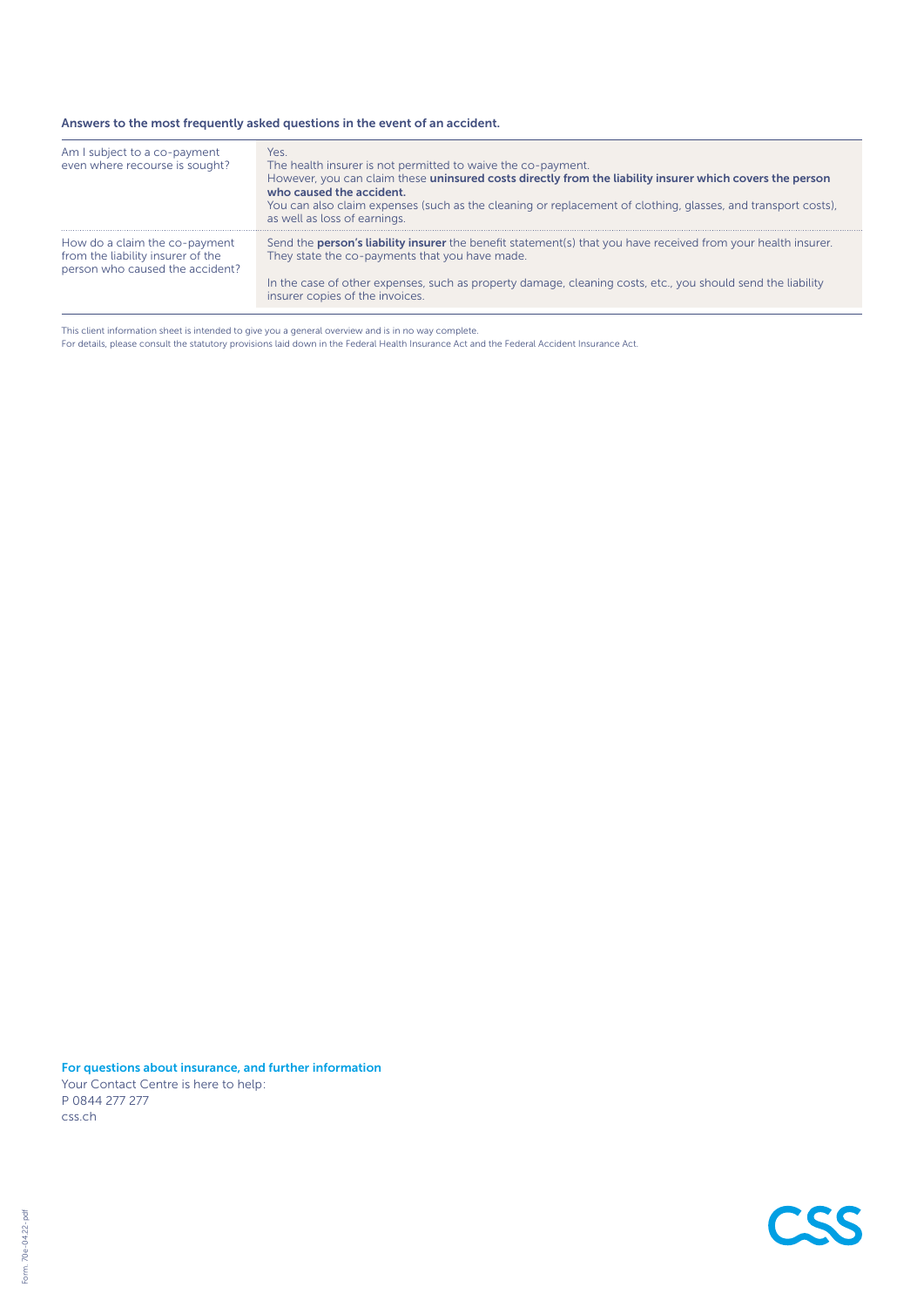**Answers to the most frequently asked questions in the event of an accident.**

| | |
|---|---|
| Am I subject to a co-payment even where recourse is sought? | Yes.<br>The health insurer is not permitted to waive the co-payment.<br>However, you can claim these **uninsured costs directly from the liability insurer which covers the person who caused the accident.**<br>You can also claim expenses (such as the cleaning or replacement of clothing, glasses, and transport costs), as well as loss of earnings. |
| How do a claim the co-payment from the liability insurer of the person who caused the accident? | Send the **person's liability insurer** the benefit statement(s) that you have received from your health insurer. They state the co-payments that you have made.<br><br>In the case of other expenses, such as property damage, cleaning costs, etc., you should send the liability insurer copies of the invoices. |

This client information sheet is intended to give you a general overview and is in no way complete.
For details, please consult the statutory provisions laid down in the Federal Health Insurance Act and the Federal Accident Insurance Act.

**For questions about insurance, and further information**
Your Contact Centre is here to help:
P 0844 277 277
css.ch

CSS

Form. 70e-04.22-pdf